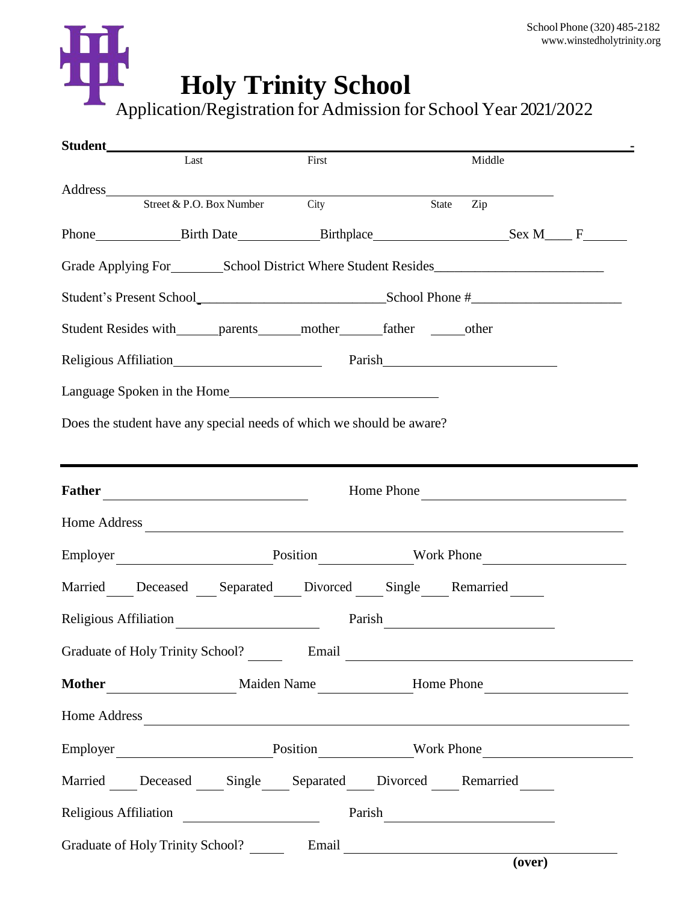School Phone (320) 485-2182
www.winstedholytrinity.org

# Holy Trinity School

## Application/Registration for Admission for School Year 2021/2022

**Student** ______________________________________________________________ -
Last First Middle

Address ______________________________________________________________
Street & P.O. Box Number City State Zip

Phone ____________ Birth Date ____________ Birthplace ____________________ Sex M____ F______

Grade Applying For________ School District Where Student Resides________________________

Student's Present School ____________________________ School Phone #______________________

Student Resides with______parents______mother______father _____other

Religious Affiliation______________________ Parish_________________________

Language Spoken in the Home______________________________

Does the student have any special needs of which we should be aware?

---

**Father** ______________________________ Home Phone ______________________________

Home Address ______________________________________________________________________

Employer ________________________ Position ______________ Work Phone ____________________

Married____ Deceased ___ Separated____ Divorced ____ Single____ Remarried _____

Religious Affiliation ______________________ Parish ________________________

Graduate of Holy Trinity School? _____ Email ______________________________________

**Mother** __________________ Maiden Name _____________ Home Phone ____________________

Home Address ______________________________________________________________________

Employer ________________________ Position ______________ Work Phone ____________________

Married ____ Deceased ____ Single____ Separated____ Divorced ____ Remarried _____

Religious Affiliation ____________________ Parish ________________________

Graduate of Holy Trinity School? _____ Email ______________________________________

**(over)**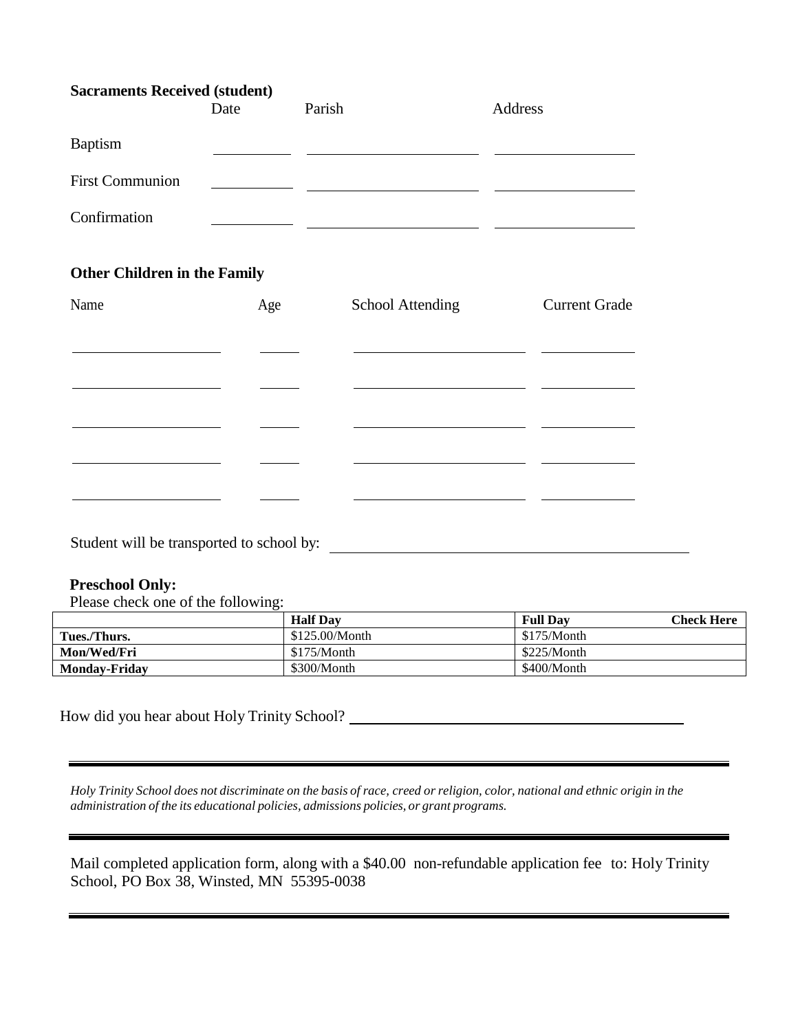**Sacraments Received (student)**

| | Date | Parish | Address |
|---|---|---|---|
| Baptism | | | |
| First Communion | | | |
| Confirmation | | | |

**Other Children in the Family**

| Name | Age | School Attending | Current Grade |
|---|---|---|---|
| | | | |
| | | | |
| | | | |
| | | | |
| | | | |

Student will be transported to school by: \_\_\_\_\_\_\_\_\_\_\_\_\_\_\_\_\_\_\_\_\_\_\_\_\_\_\_\_\_\_\_\_

**Preschool Only:**

Please check one of the following:

| | Half Day | Full Day | Check Here |
|---|---|---|---|
| **Tues./Thurs.** | $125.00/Month | $175/Month | |
| **Mon/Wed/Fri** | $175/Month | $225/Month | |
| **Monday-Friday** | $300/Month | $400/Month | |

How did you hear about Holy Trinity School? \_\_\_\_\_\_\_\_\_\_\_\_\_\_\_\_\_\_\_\_\_\_\_\_\_\_\_\_\_\_\_\_

---

*Holy Trinity School does not discriminate on the basis of race, creed or religion, color, national and ethnic origin in the administration of the its educational policies, admissions policies, or grant programs.*

---

Mail completed application form, along with a $40.00 non-refundable application fee to: Holy Trinity School, PO Box 38, Winsted, MN 55395-0038

---